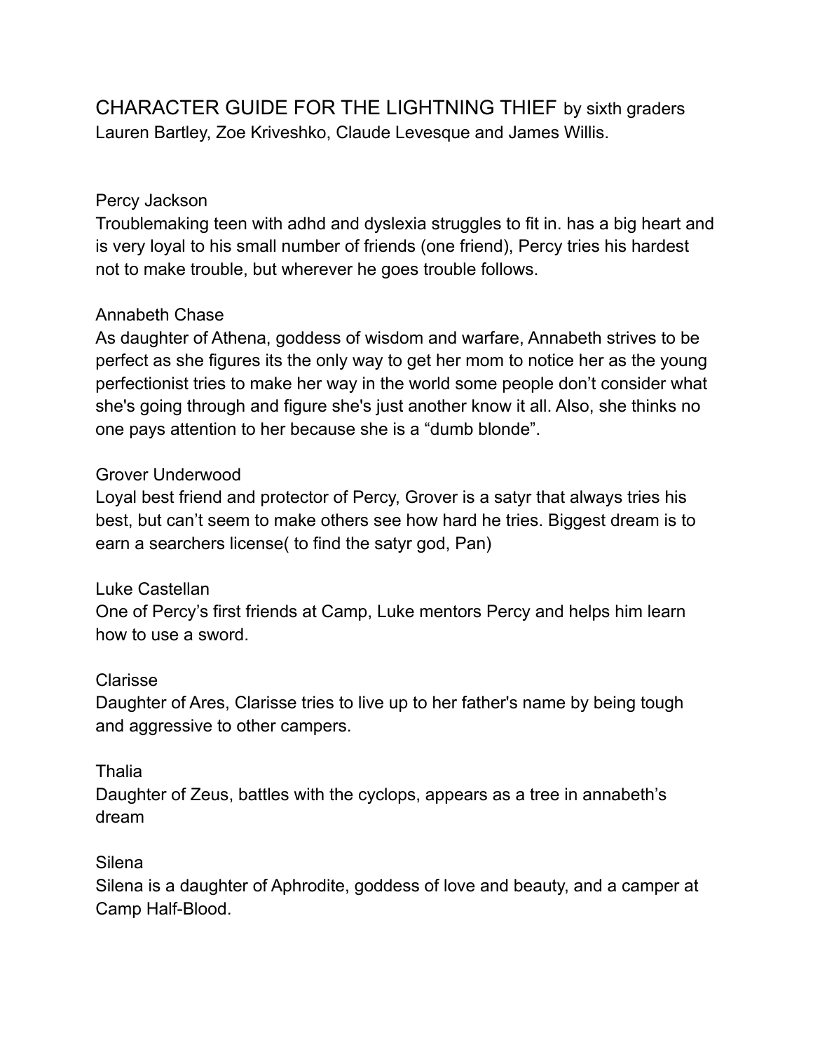# CHARACTER GUIDE FOR THE LIGHTNING THIEF by sixth graders Lauren Bartley, Zoe Kriveshko, Claude Levesque and James Willis.

## Percy Jackson

Troublemaking teen with adhd and dyslexia struggles to fit in. has a big heart and is very loyal to his small number of friends (one friend), Percy tries his hardest not to make trouble, but wherever he goes trouble follows.

## Annabeth Chase

As daughter of Athena, goddess of wisdom and warfare, Annabeth strives to be perfect as she figures its the only way to get her mom to notice her as the young perfectionist tries to make her way in the world some people don't consider what she's going through and figure she's just another know it all. Also, she thinks no one pays attention to her because she is a "dumb blonde".

## Grover Underwood

Loyal best friend and protector of Percy, Grover is a satyr that always tries his best, but can't seem to make others see how hard he tries. Biggest dream is to earn a searchers license( to find the satyr god, Pan)

## Luke Castellan

One of Percy's first friends at Camp, Luke mentors Percy and helps him learn how to use a sword.

## Clarisse

Daughter of Ares, Clarisse tries to live up to her father's name by being tough and aggressive to other campers.

## Thalia

Daughter of Zeus, battles with the cyclops, appears as a tree in annabeth's dream

## Silena

Silena is a daughter of Aphrodite, goddess of love and beauty, and a camper at Camp Half-Blood.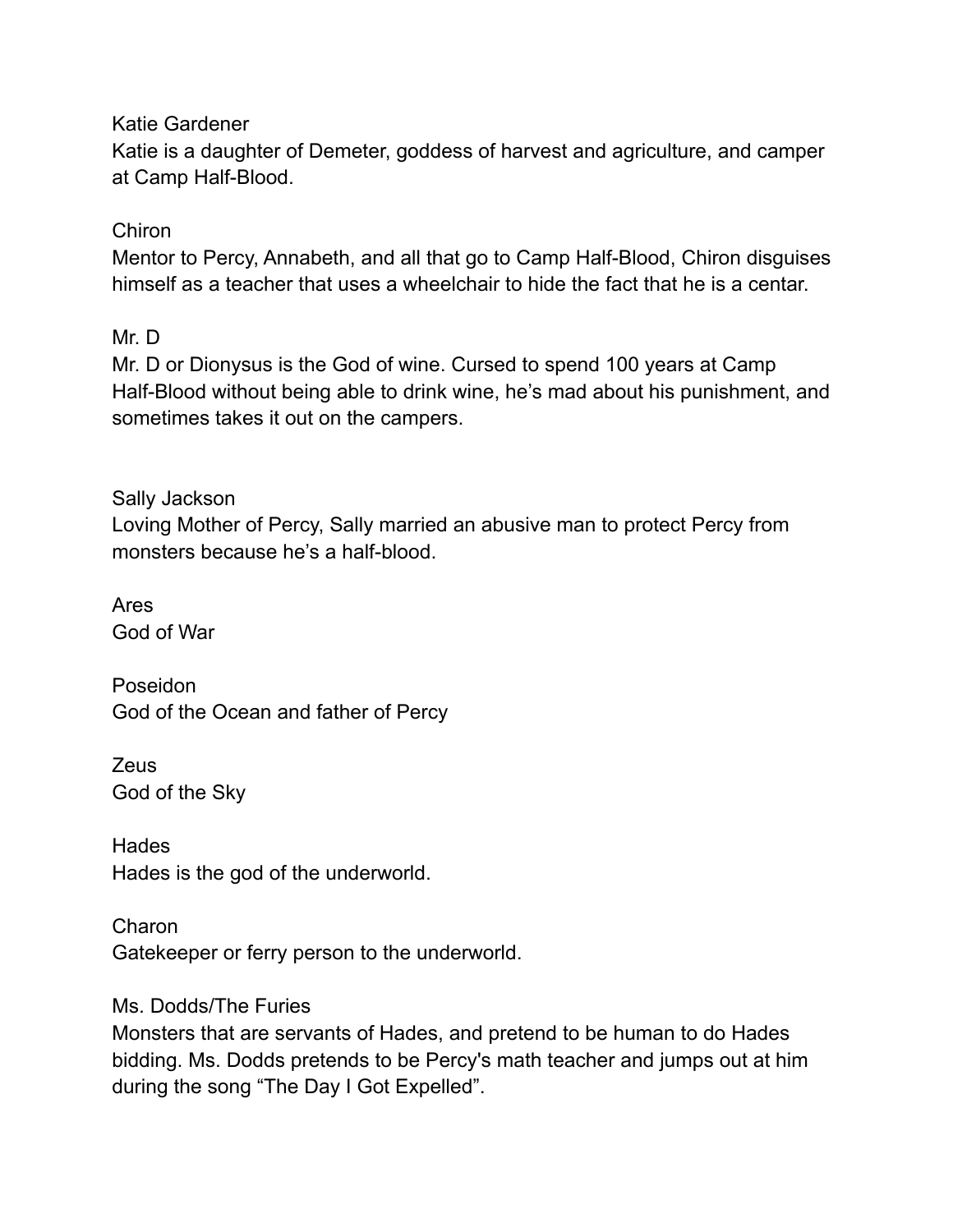Katie Gardener
Katie is a daughter of Demeter, goddess of harvest and agriculture, and camper at Camp Half-Blood.

Chiron
Mentor to Percy, Annabeth, and all that go to Camp Half-Blood, Chiron disguises himself as a teacher that uses a wheelchair to hide the fact that he is a centar.

Mr. D
Mr. D or Dionysus is the God of wine. Cursed to spend 100 years at Camp Half-Blood without being able to drink wine, he's mad about his punishment, and sometimes takes it out on the campers.

Sally Jackson
Loving Mother of Percy, Sally married an abusive man to protect Percy from monsters because he's a half-blood.

Ares
God of War

Poseidon
God of the Ocean and father of Percy

Zeus
God of the Sky

Hades
Hades is the god of the underworld.

Charon
Gatekeeper or ferry person to the underworld.

Ms. Dodds/The Furies
Monsters that are servants of Hades, and pretend to be human to do Hades bidding. Ms. Dodds pretends to be Percy's math teacher and jumps out at him during the song "The Day I Got Expelled".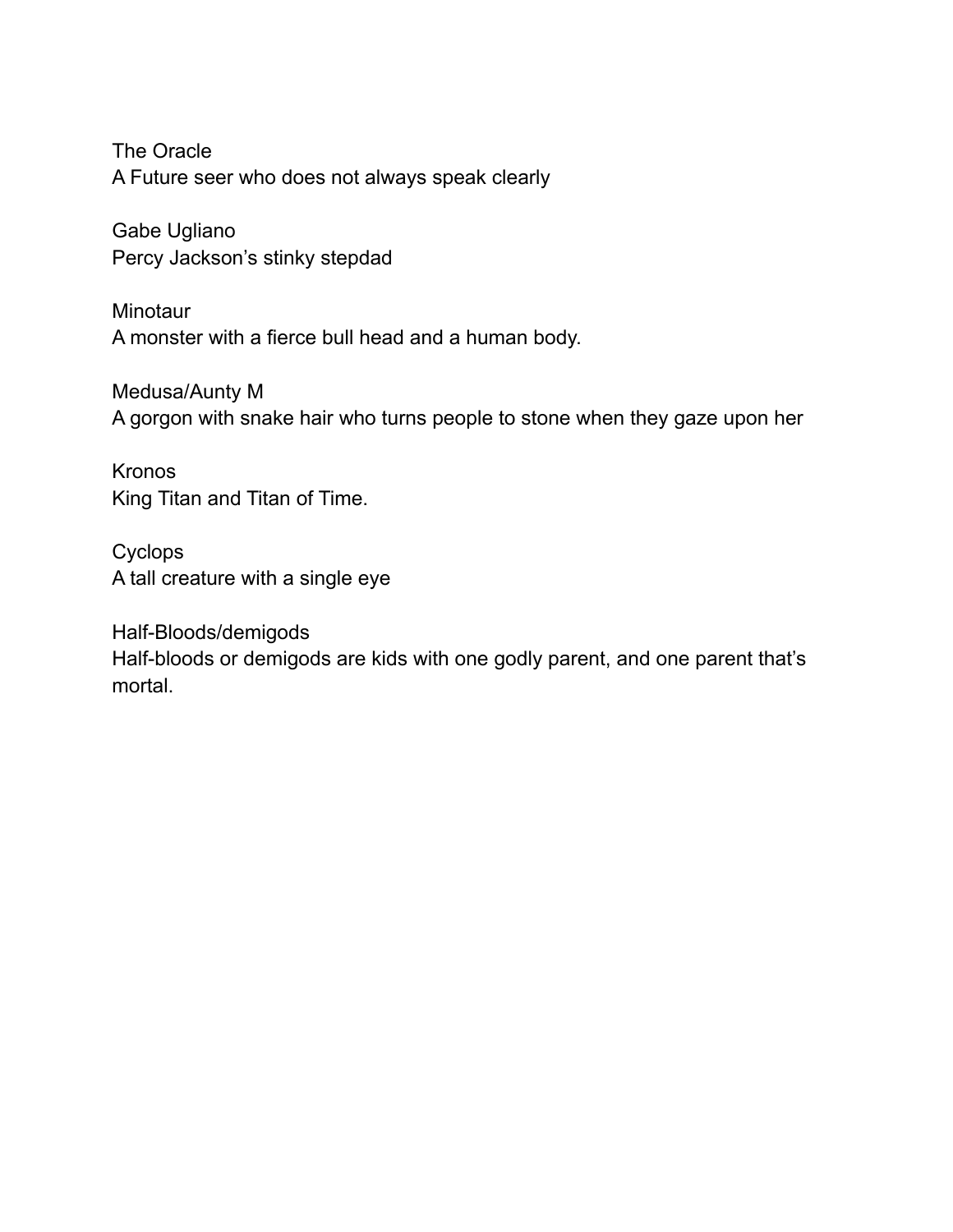The Oracle
A Future seer who does not always speak clearly

Gabe Ugliano
Percy Jackson's stinky stepdad

Minotaur
A monster with a fierce bull head and a human body.

Medusa/Aunty M
A gorgon with snake hair who turns people to stone when they gaze upon her

Kronos
King Titan and Titan of Time.

Cyclops
A tall creature with a single eye

Half-Bloods/demigods
Half-bloods or demigods are kids with one godly parent, and one parent that's mortal.